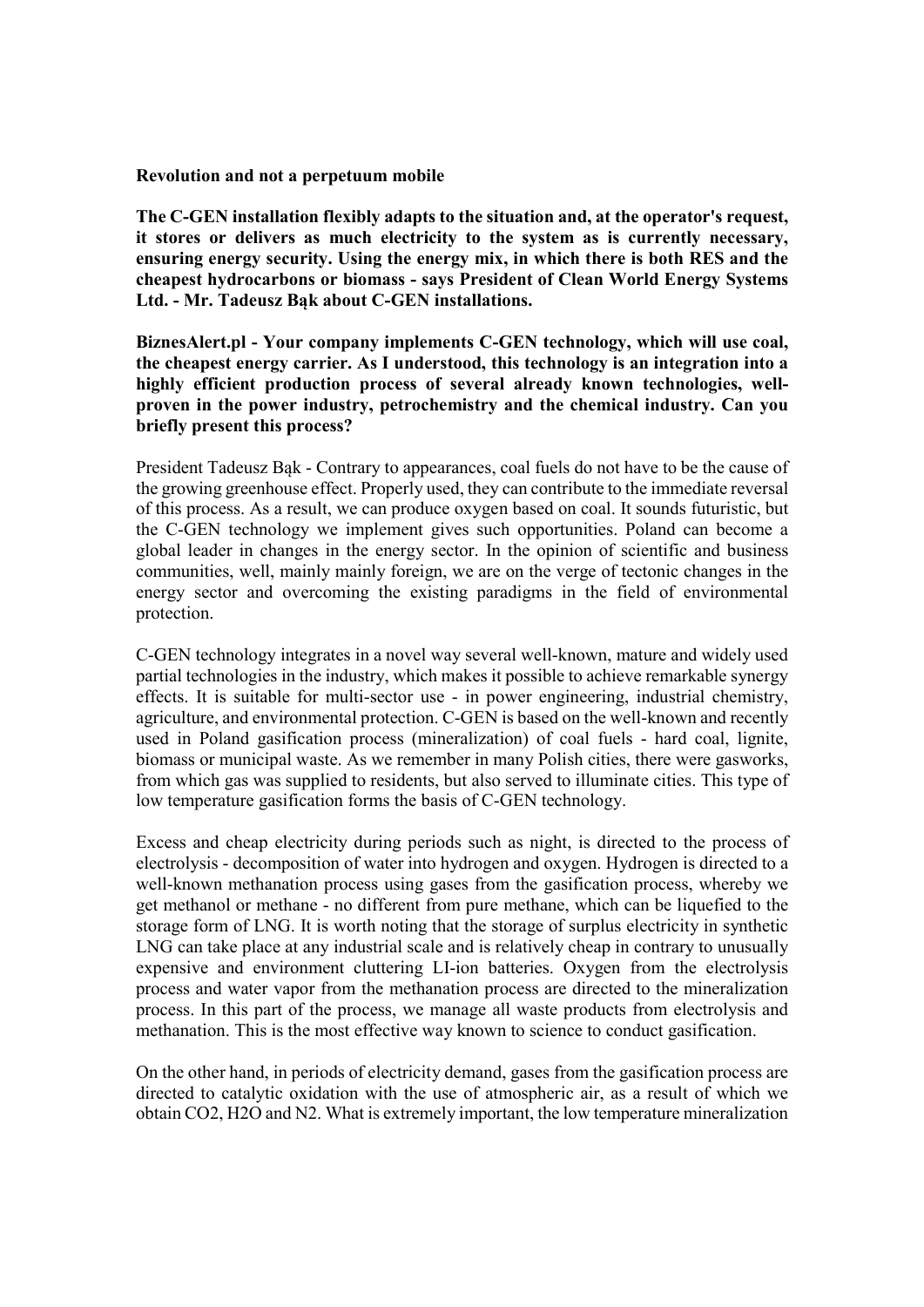**Revolution and not a perpetuum mobile**

**The C-GEN installation flexibly adapts to the situation and, at the operator's request, it stores or delivers as much electricity to the system as is currently necessary, ensuring energy security. Using the energy mix, in which there is both RES and the cheapest hydrocarbons or biomass - says President of Clean World Energy Systems Ltd. - Mr. Tadeusz Bąk about C-GEN installations.**

**BiznesAlert.pl - Your company implements C-GEN technology, which will use coal, the cheapest energy carrier. As I understood, this technology is an integration into a highly efficient production process of several already known technologies, well-proven in the power industry, petrochemistry and the chemical industry. Can you briefly present this process?**

President Tadeusz Bąk - Contrary to appearances, coal fuels do not have to be the cause of the growing greenhouse effect. Properly used, they can contribute to the immediate reversal of this process. As a result, we can produce oxygen based on coal. It sounds futuristic, but the C-GEN technology we implement gives such opportunities. Poland can become a global leader in changes in the energy sector. In the opinion of scientific and business communities, well, mainly mainly foreign, we are on the verge of tectonic changes in the energy sector and overcoming the existing paradigms in the field of environmental protection.

C-GEN technology integrates in a novel way several well-known, mature and widely used partial technologies in the industry, which makes it possible to achieve remarkable synergy effects. It is suitable for multi-sector use - in power engineering, industrial chemistry, agriculture, and environmental protection. C-GEN is based on the well-known and recently used in Poland gasification process (mineralization) of coal fuels - hard coal, lignite, biomass or municipal waste. As we remember in many Polish cities, there were gasworks, from which gas was supplied to residents, but also served to illuminate cities. This type of low temperature gasification forms the basis of C-GEN technology.

Excess and cheap electricity during periods such as night, is directed to the process of electrolysis - decomposition of water into hydrogen and oxygen. Hydrogen is directed to a well-known methanation process using gases from the gasification process, whereby we get methanol or methane - no different from pure methane, which can be liquefied to the storage form of LNG. It is worth noting that the storage of surplus electricity in synthetic LNG can take place at any industrial scale and is relatively cheap in contrary to unusually expensive and environment cluttering LI-ion batteries. Oxygen from the electrolysis process and water vapor from the methanation process are directed to the mineralization process. In this part of the process, we manage all waste products from electrolysis and methanation. This is the most effective way known to science to conduct gasification.

On the other hand, in periods of electricity demand, gases from the gasification process are directed to catalytic oxidation with the use of atmospheric air, as a result of which we obtain $CO_2$, $H_2O$ and $N_2$. What is extremely important, the low temperature mineralization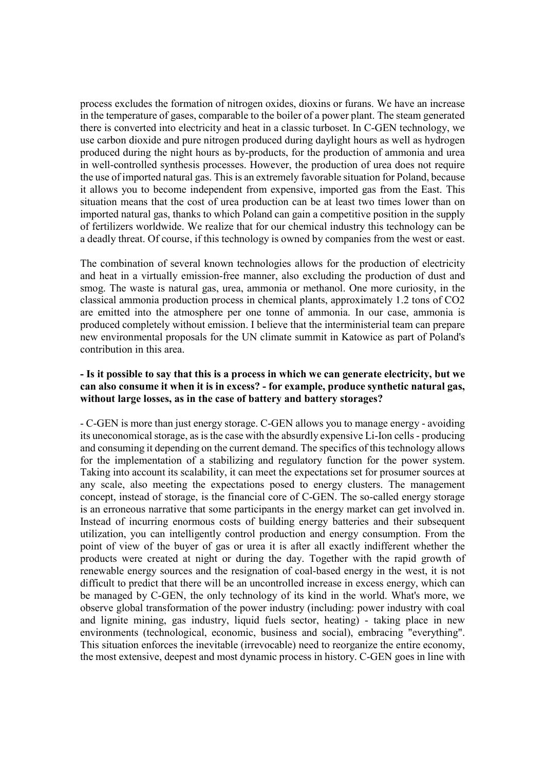process excludes the formation of nitrogen oxides, dioxins or furans. We have an increase in the temperature of gases, comparable to the boiler of a power plant. The steam generated there is converted into electricity and heat in a classic turboset. In C-GEN technology, we use carbon dioxide and pure nitrogen produced during daylight hours as well as hydrogen produced during the night hours as by-products, for the production of ammonia and urea in well-controlled synthesis processes. However, the production of urea does not require the use of imported natural gas. This is an extremely favorable situation for Poland, because it allows you to become independent from expensive, imported gas from the East. This situation means that the cost of urea production can be at least two times lower than on imported natural gas, thanks to which Poland can gain a competitive position in the supply of fertilizers worldwide. We realize that for our chemical industry this technology can be a deadly threat. Of course, if this technology is owned by companies from the west or east.

The combination of several known technologies allows for the production of electricity and heat in a virtually emission-free manner, also excluding the production of dust and smog. The waste is natural gas, urea, ammonia or methanol. One more curiosity, in the classical ammonia production process in chemical plants, approximately 1.2 tons of $CO_2$ are emitted into the atmosphere per one tonne of ammonia. In our case, ammonia is produced completely without emission. I believe that the interministerial team can prepare new environmental proposals for the UN climate summit in Katowice as part of Poland's contribution in this area.

**- Is it possible to say that this is a process in which we can generate electricity, but we can also consume it when it is in excess? - for example, produce synthetic natural gas, without large losses, as in the case of battery and battery storages?**

- C-GEN is more than just energy storage. C-GEN allows you to manage energy - avoiding its uneconomical storage, as is the case with the absurdly expensive Li-Ion cells - producing and consuming it depending on the current demand. The specifics of this technology allows for the implementation of a stabilizing and regulatory function for the power system. Taking into account its scalability, it can meet the expectations set for prosumer sources at any scale, also meeting the expectations posed to energy clusters. The management concept, instead of storage, is the financial core of C-GEN. The so-called energy storage is an erroneous narrative that some participants in the energy market can get involved in. Instead of incurring enormous costs of building energy batteries and their subsequent utilization, you can intelligently control production and energy consumption. From the point of view of the buyer of gas or urea it is after all exactly indifferent whether the products were created at night or during the day. Together with the rapid growth of renewable energy sources and the resignation of coal-based energy in the west, it is not difficult to predict that there will be an uncontrolled increase in excess energy, which can be managed by C-GEN, the only technology of its kind in the world. What's more, we observe global transformation of the power industry (including: power industry with coal and lignite mining, gas industry, liquid fuels sector, heating) - taking place in new environments (technological, economic, business and social), embracing "everything". This situation enforces the inevitable (irrevocable) need to reorganize the entire economy, the most extensive, deepest and most dynamic process in history. C-GEN goes in line with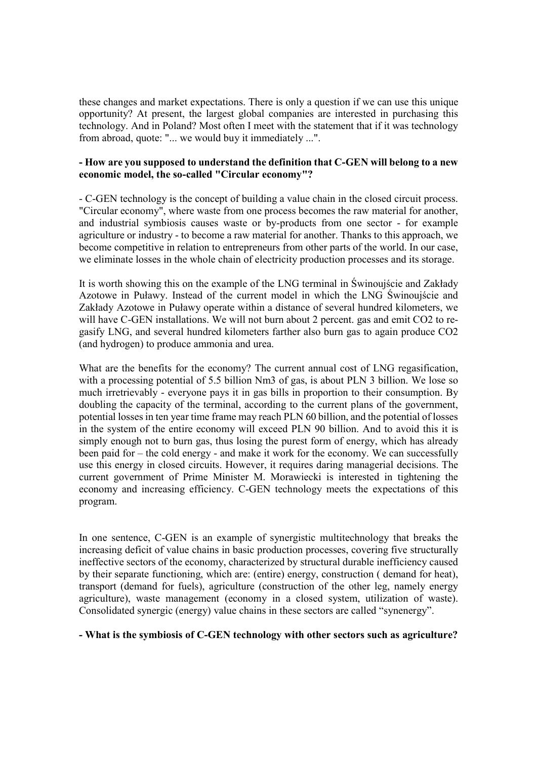these changes and market expectations. There is only a question if we can use this unique opportunity? At present, the largest global companies are interested in purchasing this technology. And in Poland? Most often I meet with the statement that if it was technology from abroad, quote: "... we would buy it immediately ...".

**- How are you supposed to understand the definition that C-GEN will belong to a new economic model, the so-called "Circular economy"?**

- C-GEN technology is the concept of building a value chain in the closed circuit process. "Circular economy", where waste from one process becomes the raw material for another, and industrial symbiosis causes waste or by-products from one sector - for example agriculture or industry - to become a raw material for another. Thanks to this approach, we become competitive in relation to entrepreneurs from other parts of the world. In our case, we eliminate losses in the whole chain of electricity production processes and its storage.

It is worth showing this on the example of the LNG terminal in Świnoujście and Zakłady Azotowe in Puławy. Instead of the current model in which the LNG Świnoujście and Zakłady Azotowe in Puławy operate within a distance of several hundred kilometers, we will have C-GEN installations. We will not burn about 2 percent. gas and emit $CO_2$ to re-gasify LNG, and several hundred kilometers farther also burn gas to again produce $CO_2$ (and hydrogen) to produce ammonia and urea.

What are the benefits for the economy? The current annual cost of LNG regasification, with a processing potential of 5.5 billion Nm3 of gas, is about PLN 3 billion. We lose so much irretrievably - everyone pays it in gas bills in proportion to their consumption. By doubling the capacity of the terminal, according to the current plans of the government, potential losses in ten year time frame may reach PLN 60 billion, and the potential of losses in the system of the entire economy will exceed PLN 90 billion. And to avoid this it is simply enough not to burn gas, thus losing the purest form of energy, which has already been paid for – the cold energy - and make it work for the economy. We can successfully use this energy in closed circuits. However, it requires daring managerial decisions. The current government of Prime Minister M. Morawiecki is interested in tightening the economy and increasing efficiency. C-GEN technology meets the expectations of this program.

In one sentence, C-GEN is an example of synergistic multitechnology that breaks the increasing deficit of value chains in basic production processes, covering five structurally ineffective sectors of the economy, characterized by structural durable inefficiency caused by their separate functioning, which are: (entire) energy, construction ( demand for heat), transport (demand for fuels), agriculture (construction of the other leg, namely energy agriculture), waste management (economy in a closed system, utilization of waste). Consolidated synergic (energy) value chains in these sectors are called "synenergy".

**- What is the symbiosis of C-GEN technology with other sectors such as agriculture?**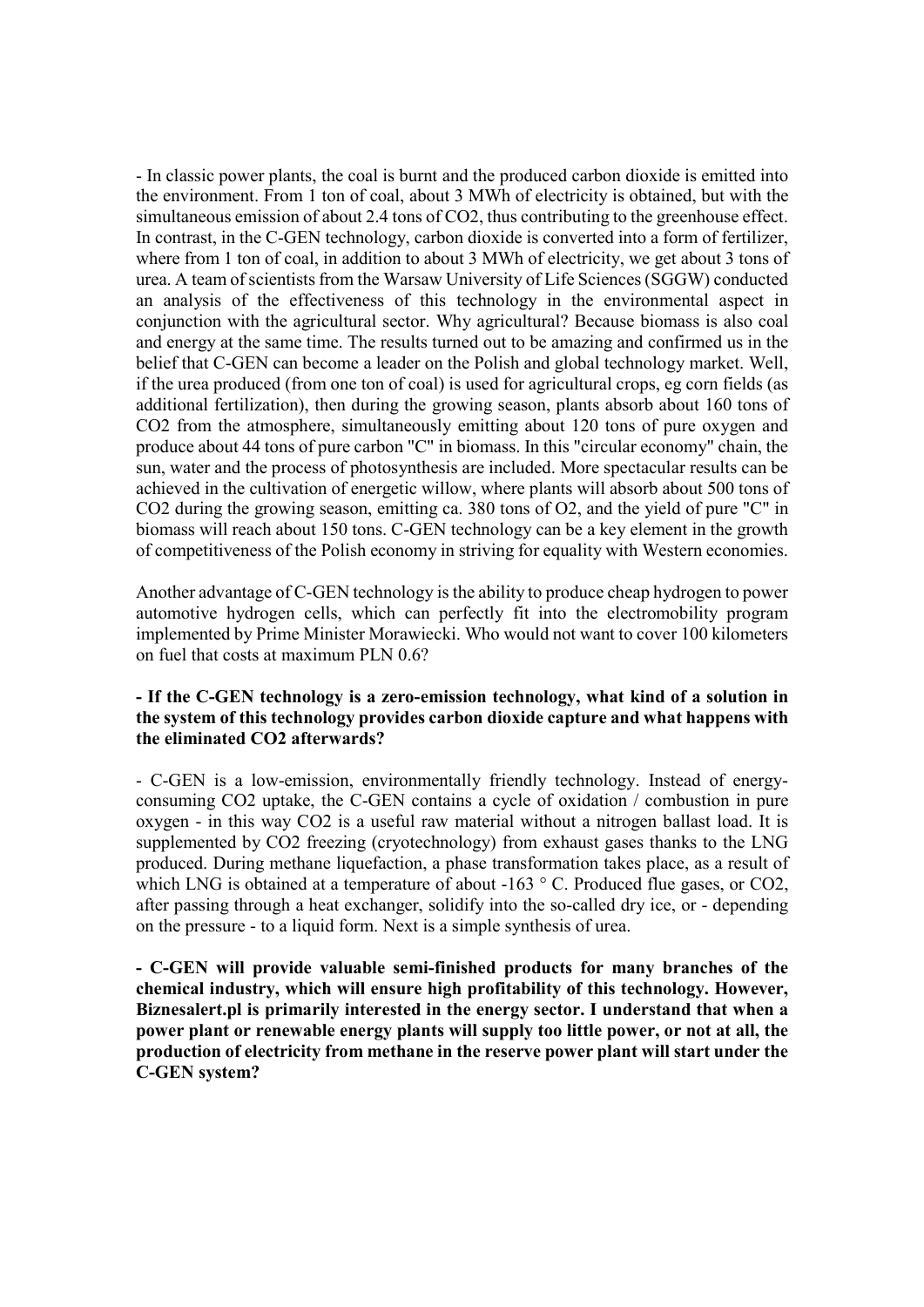- In classic power plants, the coal is burnt and the produced carbon dioxide is emitted into the environment. From 1 ton of coal, about 3 MWh of electricity is obtained, but with the simultaneous emission of about 2.4 tons of $CO_2$, thus contributing to the greenhouse effect. In contrast, in the C-GEN technology, carbon dioxide is converted into a form of fertilizer, where from 1 ton of coal, in addition to about 3 MWh of electricity, we get about 3 tons of urea. A team of scientists from the Warsaw University of Life Sciences (SGGW) conducted an analysis of the effectiveness of this technology in the environmental aspect in conjunction with the agricultural sector. Why agricultural? Because biomass is also coal and energy at the same time. The results turned out to be amazing and confirmed us in the belief that C-GEN can become a leader on the Polish and global technology market. Well, if the urea produced (from one ton of coal) is used for agricultural crops, eg corn fields (as additional fertilization), then during the growing season, plants absorb about 160 tons of $CO_2$ from the atmosphere, simultaneously emitting about 120 tons of pure oxygen and produce about 44 tons of pure carbon "C" in biomass. In this "circular economy" chain, the sun, water and the process of photosynthesis are included. More spectacular results can be achieved in the cultivation of energetic willow, where plants will absorb about 500 tons of $CO_2$ during the growing season, emitting ca. 380 tons of $O_2$, and the yield of pure "C" in biomass will reach about 150 tons. C-GEN technology can be a key element in the growth of competitiveness of the Polish economy in striving for equality with Western economies.

Another advantage of C-GEN technology is the ability to produce cheap hydrogen to power automotive hydrogen cells, which can perfectly fit into the electromobility program implemented by Prime Minister Morawiecki. Who would not want to cover 100 kilometers on fuel that costs at maximum PLN 0.6?

**- If the C-GEN technology is a zero-emission technology, what kind of a solution in the system of this technology provides carbon dioxide capture and what happens with the eliminated $CO_2$ afterwards?**

- C-GEN is a low-emission, environmentally friendly technology. Instead of energy-consuming $CO_2$ uptake, the C-GEN contains a cycle of oxidation / combustion in pure oxygen - in this way $CO_2$ is a useful raw material without a nitrogen ballast load. It is supplemented by $CO_2$ freezing (cryotechnology) from exhaust gases thanks to the LNG produced. During methane liquefaction, a phase transformation takes place, as a result of which LNG is obtained at a temperature of about -163 ° C. Produced flue gases, or $CO_2$, after passing through a heat exchanger, solidify into the so-called dry ice, or - depending on the pressure - to a liquid form. Next is a simple synthesis of urea.

**- C-GEN will provide valuable semi-finished products for many branches of the chemical industry, which will ensure high profitability of this technology. However, Biznesalert.pl is primarily interested in the energy sector. I understand that when a power plant or renewable energy plants will supply too little power, or not at all, the production of electricity from methane in the reserve power plant will start under the C-GEN system?**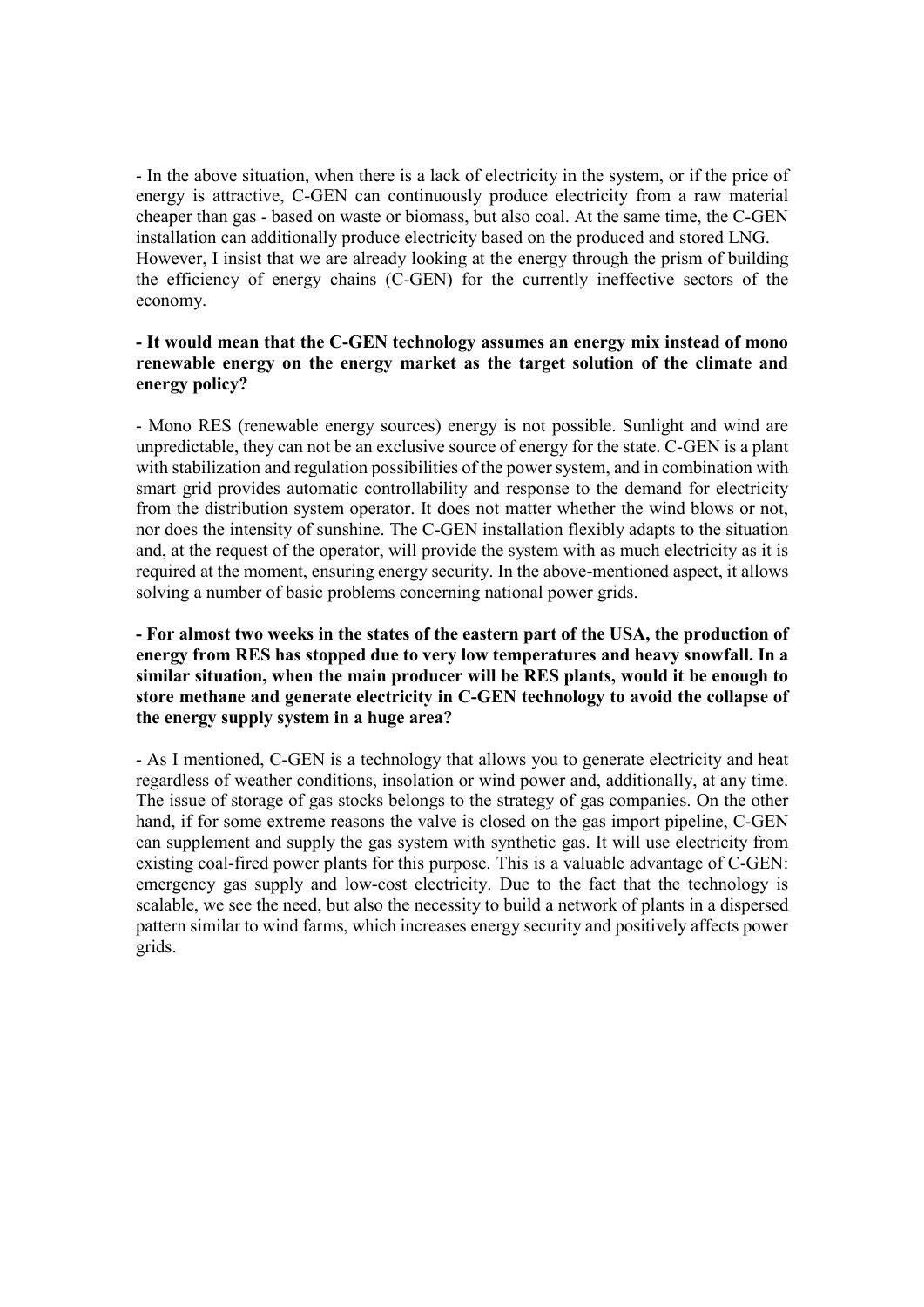- In the above situation, when there is a lack of electricity in the system, or if the price of energy is attractive, C-GEN can continuously produce electricity from a raw material cheaper than gas - based on waste or biomass, but also coal. At the same time, the C-GEN installation can additionally produce electricity based on the produced and stored LNG.
However, I insist that we are already looking at the energy through the prism of building the efficiency of energy chains (C-GEN) for the currently ineffective sectors of the economy.

**- It would mean that the C-GEN technology assumes an energy mix instead of mono renewable energy on the energy market as the target solution of the climate and energy policy?**

- Mono RES (renewable energy sources) energy is not possible. Sunlight and wind are unpredictable, they can not be an exclusive source of energy for the state. C-GEN is a plant with stabilization and regulation possibilities of the power system, and in combination with smart grid provides automatic controllability and response to the demand for electricity from the distribution system operator. It does not matter whether the wind blows or not, nor does the intensity of sunshine. The C-GEN installation flexibly adapts to the situation and, at the request of the operator, will provide the system with as much electricity as it is required at the moment, ensuring energy security. In the above-mentioned aspect, it allows solving a number of basic problems concerning national power grids.

**- For almost two weeks in the states of the eastern part of the USA, the production of energy from RES has stopped due to very low temperatures and heavy snowfall. In a similar situation, when the main producer will be RES plants, would it be enough to store methane and generate electricity in C-GEN technology to avoid the collapse of the energy supply system in a huge area?**

- As I mentioned, C-GEN is a technology that allows you to generate electricity and heat regardless of weather conditions, insolation or wind power and, additionally, at any time. The issue of storage of gas stocks belongs to the strategy of gas companies. On the other hand, if for some extreme reasons the valve is closed on the gas import pipeline, C-GEN can supplement and supply the gas system with synthetic gas. It will use electricity from existing coal-fired power plants for this purpose. This is a valuable advantage of C-GEN: emergency gas supply and low-cost electricity. Due to the fact that the technology is scalable, we see the need, but also the necessity to build a network of plants in a dispersed pattern similar to wind farms, which increases energy security and positively affects power grids.